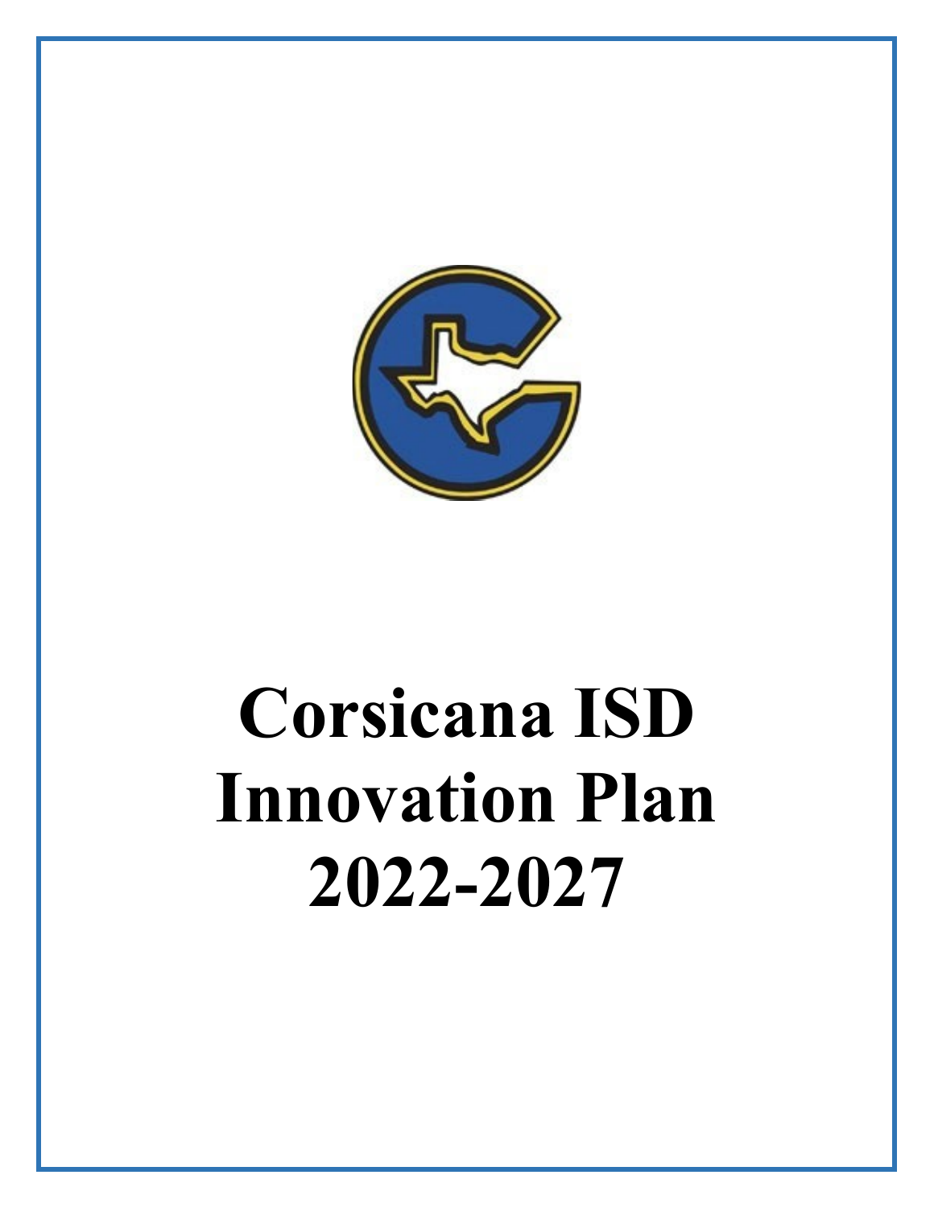# Corsicana ISD Innovation Plan 2022-2027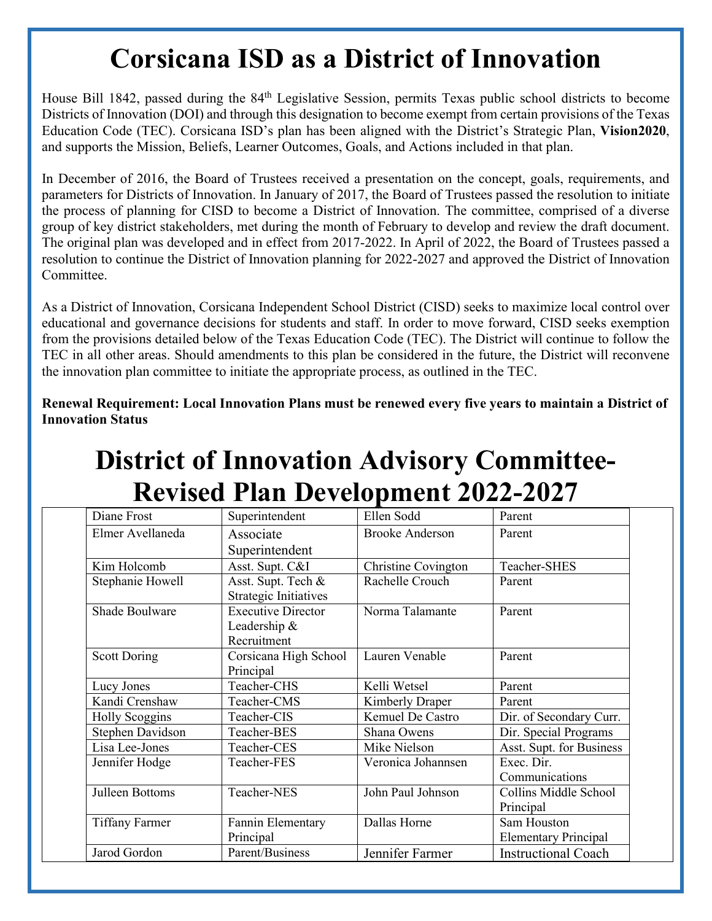# Corsicana ISD as a District of Innovation

House Bill 1842, passed during the 84th Legislative Session, permits Texas public school districts to become Districts of Innovation (DOI) and through this designation to become exempt from certain provisions of the Texas Education Code (TEC). Corsicana ISD's plan has been aligned with the District's Strategic Plan, **Vision2020**, and supports the Mission, Beliefs, Learner Outcomes, Goals, and Actions included in that plan.

In December of 2016, the Board of Trustees received a presentation on the concept, goals, requirements, and parameters for Districts of Innovation. In January of 2017, the Board of Trustees passed the resolution to initiate the process of planning for CISD to become a District of Innovation. The committee, comprised of a diverse group of key district stakeholders, met during the month of February to develop and review the draft document. The original plan was developed and in effect from 2017-2022. In April of 2022, the Board of Trustees passed a resolution to continue the District of Innovation planning for 2022-2027 and approved the District of Innovation Committee.

As a District of Innovation, Corsicana Independent School District (CISD) seeks to maximize local control over educational and governance decisions for students and staff. In order to move forward, CISD seeks exemption from the provisions detailed below of the Texas Education Code (TEC). The District will continue to follow the TEC in all other areas. Should amendments to this plan be considered in the future, the District will reconvene the innovation plan committee to initiate the appropriate process, as outlined in the TEC.

**Renewal Requirement: Local Innovation Plans must be renewed every five years to maintain a District of Innovation Status**

# District of Innovation Advisory Committee- Revised Plan Development 2022-2027

| Name | Role | Name | Role |
|---|---|---|---|
| Diane Frost | Superintendent | Ellen Sodd | Parent |
| Elmer Avellaneda | Associate Superintendent | Brooke Anderson | Parent |
| Kim Holcomb | Asst. Supt. C&I | Christine Covington | Teacher-SHES |
| Stephanie Howell | Asst. Supt. Tech & Strategic Initiatives | Rachelle Crouch | Parent |
| Shade Boulware | Executive Director Leadership & Recruitment | Norma Talamante | Parent |
| Scott Doring | Corsicana High School Principal | Lauren Venable | Parent |
| Lucy Jones | Teacher-CHS | Kelli Wetsel | Parent |
| Kandi Crenshaw | Teacher-CMS | Kimberly Draper | Parent |
| Holly Scoggins | Teacher-CIS | Kemuel De Castro | Dir. of Secondary Curr. |
| Stephen Davidson | Teacher-BES | Shana Owens | Dir. Special Programs |
| Lisa Lee-Jones | Teacher-CES | Mike Nielson | Asst. Supt. for Business |
| Jennifer Hodge | Teacher-FES | Veronica Johannsen | Exec. Dir. Communications |
| Julleen Bottoms | Teacher-NES | John Paul Johnson | Collins Middle School Principal |
| Tiffany Farmer | Fannin Elementary Principal | Dallas Horne | Sam Houston Elementary Principal |
| Jarod Gordon | Parent/Business | Jennifer Farmer | Instructional Coach |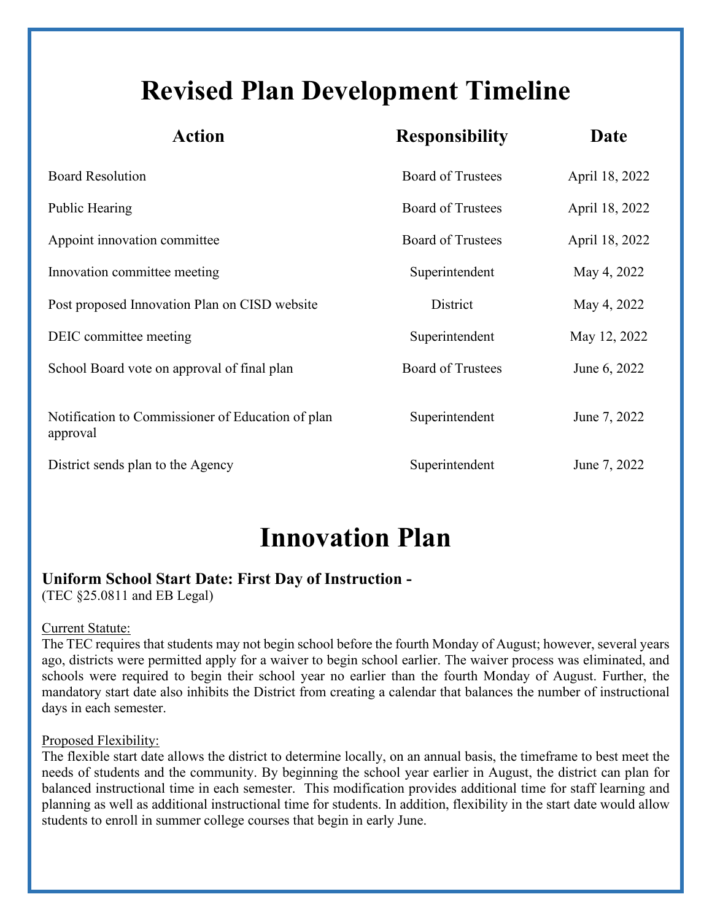# Revised Plan Development Timeline

| Action | Responsibility | Date |
| --- | --- | --- |
| Board Resolution | Board of Trustees | April 18, 2022 |
| Public Hearing | Board of Trustees | April 18, 2022 |
| Appoint innovation committee | Board of Trustees | April 18, 2022 |
| Innovation committee meeting | Superintendent | May 4, 2022 |
| Post proposed Innovation Plan on CISD website | District | May 4, 2022 |
| DEIC committee meeting | Superintendent | May 12, 2022 |
| School Board vote on approval of final plan | Board of Trustees | June 6, 2022 |
| Notification to Commissioner of Education of plan approval | Superintendent | June 7, 2022 |
| District sends plan to the Agency | Superintendent | June 7, 2022 |

# Innovation Plan

### Uniform School Start Date: First Day of Instruction -

(TEC §25.0811 and EB Legal)

Current Statute:

The TEC requires that students may not begin school before the fourth Monday of August; however, several years ago, districts were permitted apply for a waiver to begin school earlier. The waiver process was eliminated, and schools were required to begin their school year no earlier than the fourth Monday of August. Further, the mandatory start date also inhibits the District from creating a calendar that balances the number of instructional days in each semester.

Proposed Flexibility:

The flexible start date allows the district to determine locally, on an annual basis, the timeframe to best meet the needs of students and the community. By beginning the school year earlier in August, the district can plan for balanced instructional time in each semester. This modification provides additional time for staff learning and planning as well as additional instructional time for students. In addition, flexibility in the start date would allow students to enroll in summer college courses that begin in early June.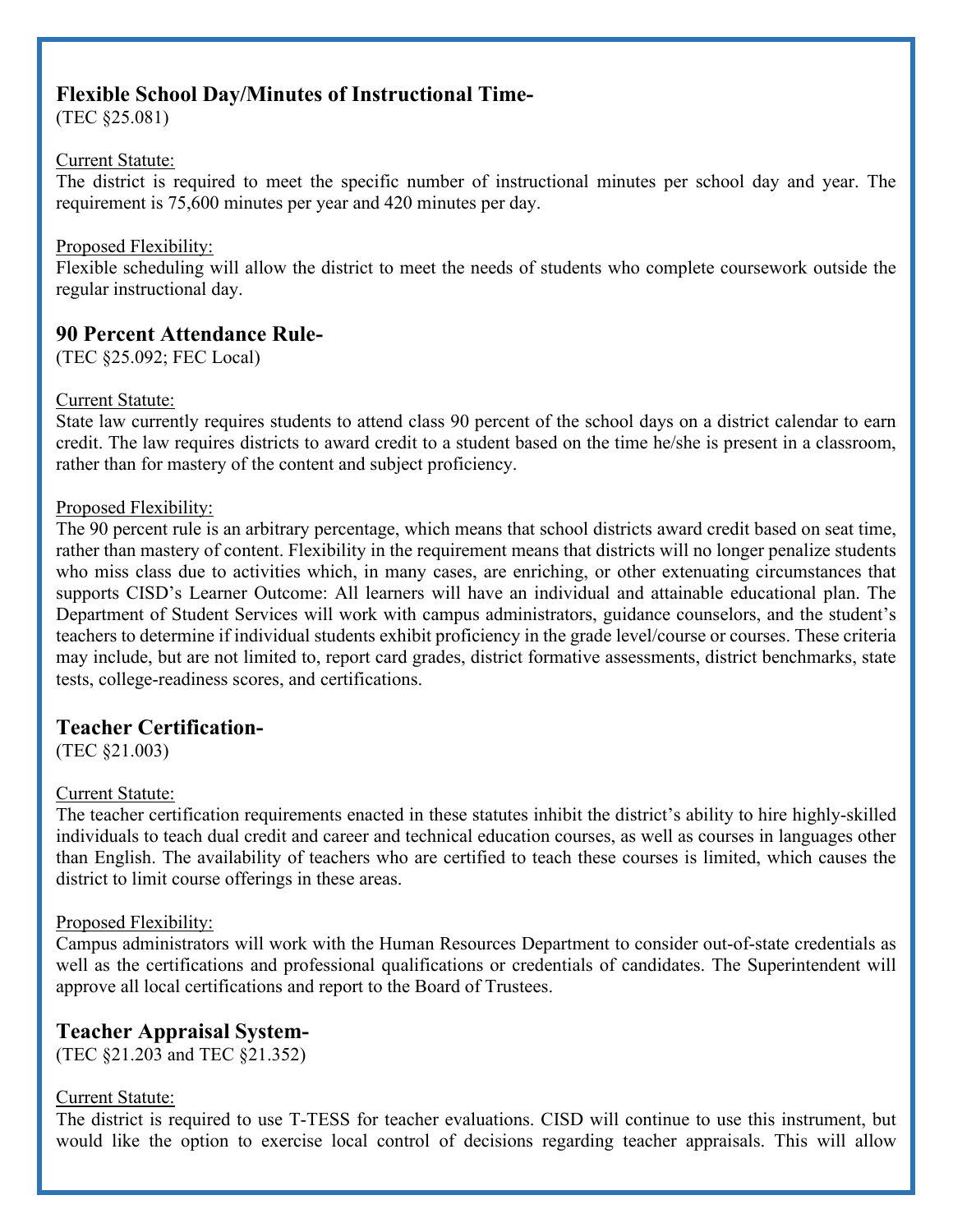### Flexible School Day/Minutes of Instructional Time-

(TEC §25.081)

Current Statute:

The district is required to meet the specific number of instructional minutes per school day and year. The requirement is 75,600 minutes per year and 420 minutes per day.

Proposed Flexibility:

Flexible scheduling will allow the district to meet the needs of students who complete coursework outside the regular instructional day.

### 90 Percent Attendance Rule-

(TEC §25.092; FEC Local)

Current Statute:

State law currently requires students to attend class 90 percent of the school days on a district calendar to earn credit. The law requires districts to award credit to a student based on the time he/she is present in a classroom, rather than for mastery of the content and subject proficiency.

Proposed Flexibility:

The 90 percent rule is an arbitrary percentage, which means that school districts award credit based on seat time, rather than mastery of content. Flexibility in the requirement means that districts will no longer penalize students who miss class due to activities which, in many cases, are enriching, or other extenuating circumstances that supports CISD's Learner Outcome: All learners will have an individual and attainable educational plan. The Department of Student Services will work with campus administrators, guidance counselors, and the student's teachers to determine if individual students exhibit proficiency in the grade level/course or courses. These criteria may include, but are not limited to, report card grades, district formative assessments, district benchmarks, state tests, college-readiness scores, and certifications.

### Teacher Certification-

(TEC §21.003)

Current Statute:

The teacher certification requirements enacted in these statutes inhibit the district's ability to hire highly-skilled individuals to teach dual credit and career and technical education courses, as well as courses in languages other than English. The availability of teachers who are certified to teach these courses is limited, which causes the district to limit course offerings in these areas.

Proposed Flexibility:

Campus administrators will work with the Human Resources Department to consider out-of-state credentials as well as the certifications and professional qualifications or credentials of candidates. The Superintendent will approve all local certifications and report to the Board of Trustees.

### Teacher Appraisal System-

(TEC §21.203 and TEC §21.352)

Current Statute:

The district is required to use T-TESS for teacher evaluations. CISD will continue to use this instrument, but would like the option to exercise local control of decisions regarding teacher appraisals. This will allow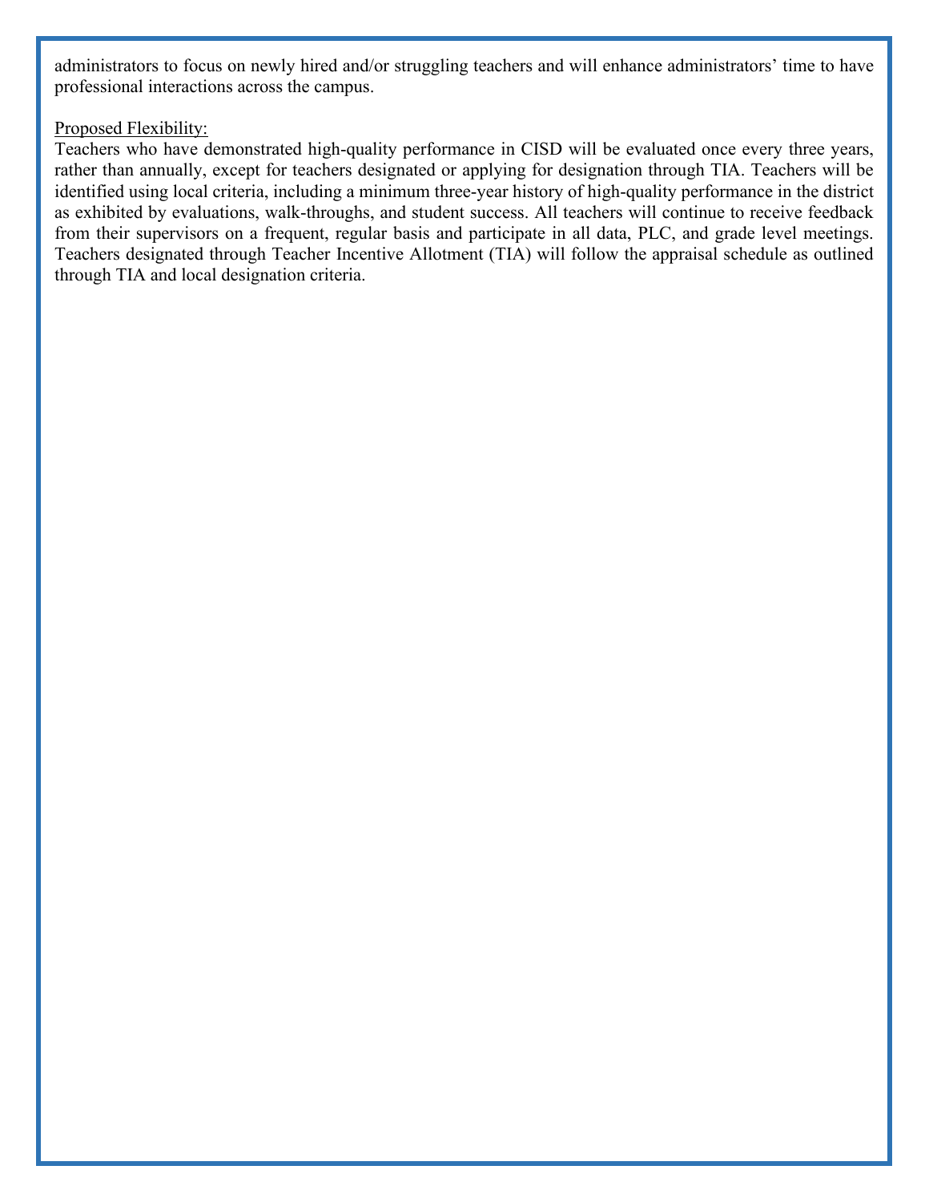administrators to focus on newly hired and/or struggling teachers and will enhance administrators' time to have professional interactions across the campus.

<u>Proposed Flexibility:</u>

Teachers who have demonstrated high-quality performance in CISD will be evaluated once every three years, rather than annually, except for teachers designated or applying for designation through TIA. Teachers will be identified using local criteria, including a minimum three-year history of high-quality performance in the district as exhibited by evaluations, walk-throughs, and student success. All teachers will continue to receive feedback from their supervisors on a frequent, regular basis and participate in all data, PLC, and grade level meetings. Teachers designated through Teacher Incentive Allotment (TIA) will follow the appraisal schedule as outlined through TIA and local designation criteria.